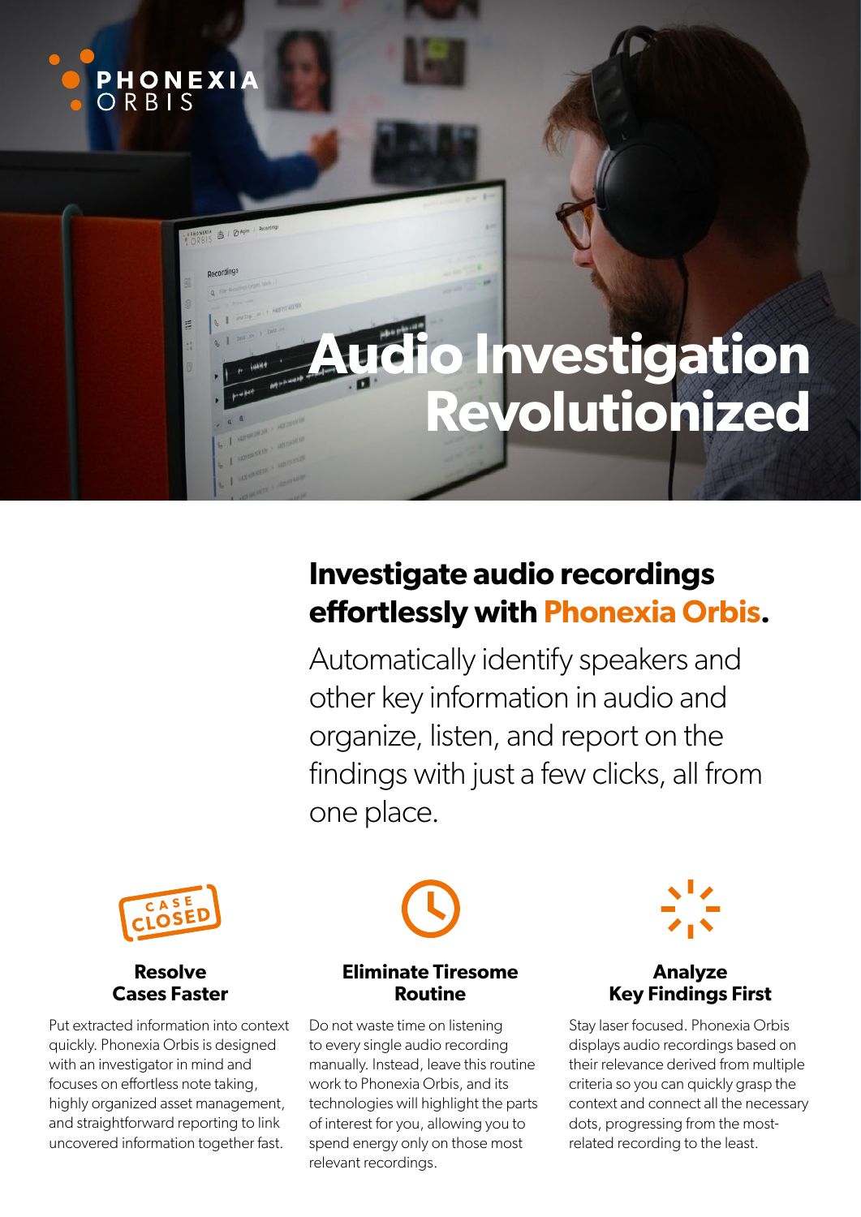PHONEXIA ORBIS

# Audio Investigation Revolutionized

## Investigate audio recordings effortlessly with Phonexia Orbis.

Automatically identify speakers and other key information in audio and organize, listen, and report on the findings with just a few clicks, all from one place.

### Resolve Cases Faster

Put extracted information into context quickly. Phonexia Orbis is designed with an investigator in mind and focuses on effortless note taking, highly organized asset management, and straightforward reporting to link uncovered information together fast.

### Eliminate Tiresome Routine

Do not waste time on listening to every single audio recording manually. Instead, leave this routine work to Phonexia Orbis, and its technologies will highlight the parts of interest for you, allowing you to spend energy only on those most relevant recordings.

### Analyze Key Findings First

Stay laser focused. Phonexia Orbis displays audio recordings based on their relevance derived from multiple criteria so you can quickly grasp the context and connect all the necessary dots, progressing from the most-related recording to the least.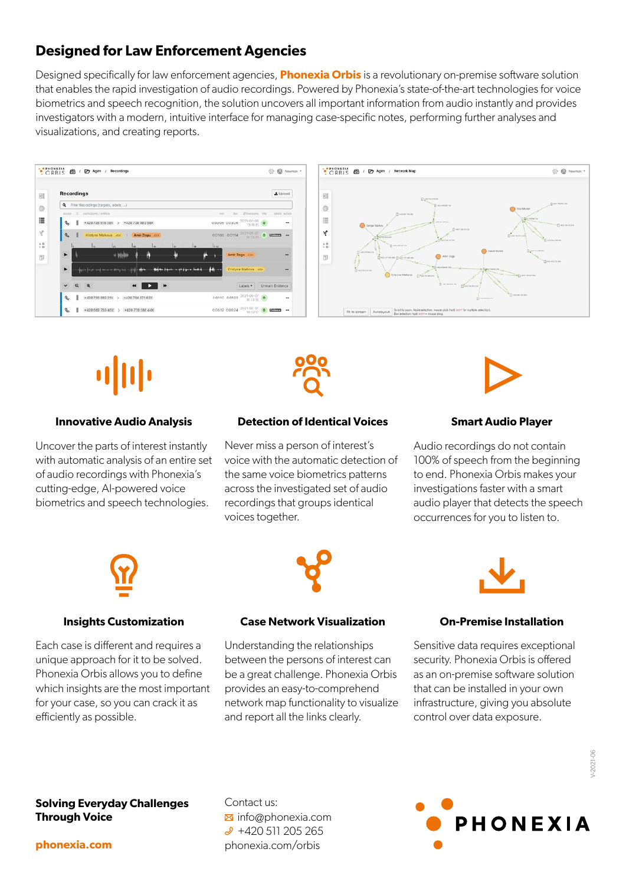## Designed for Law Enforcement Agencies

Designed specifically for law enforcement agencies, **Phonexia Orbis** is a revolutionary on-premise software solution that enables the rapid investigation of audio recordings. Powered by Phonexia's state-of-the-art technologies for voice biometrics and speech recognition, the solution uncovers all important information from audio instantly and provides investigators with a modern, intuitive interface for managing case-specific notes, performing further analyses and visualizations, and creating reports.

### Innovative Audio Analysis

Uncover the parts of interest instantly with automatic analysis of an entire set of audio recordings with Phonexia's cutting-edge, AI-powered voice biometrics and speech technologies.

### Detection of Identical Voices

Never miss a person of interest's voice with the automatic detection of the same voice biometrics patterns across the investigated set of audio recordings that groups identical voices together.

### Smart Audio Player

Audio recordings do not contain 100% of speech from the beginning to end. Phonexia Orbis makes your investigations faster with a smart audio player that detects the speech occurrences for you to listen to.

### Insights Customization

Each case is different and requires a unique approach for it to be solved. Phonexia Orbis allows you to define which insights are the most important for your case, so you can crack it as efficiently as possible.

### Case Network Visualization

Understanding the relationships between the persons of interest can be a great challenge. Phonexia Orbis provides an easy-to-comprehend network map functionality to visualize and report all the links clearly.

### On-Premise Installation

Sensitive data requires exceptional security. Phonexia Orbis is offered as an on-premise software solution that can be installed in your own infrastructure, giving you absolute control over data exposure.

V-2021-06

**Solving Everyday Challenges Through Voice**

**phonexia.com**

Contact us:
info@phonexia.com
+420 511 205 265
phonexia.com/orbis

PHONEXIA